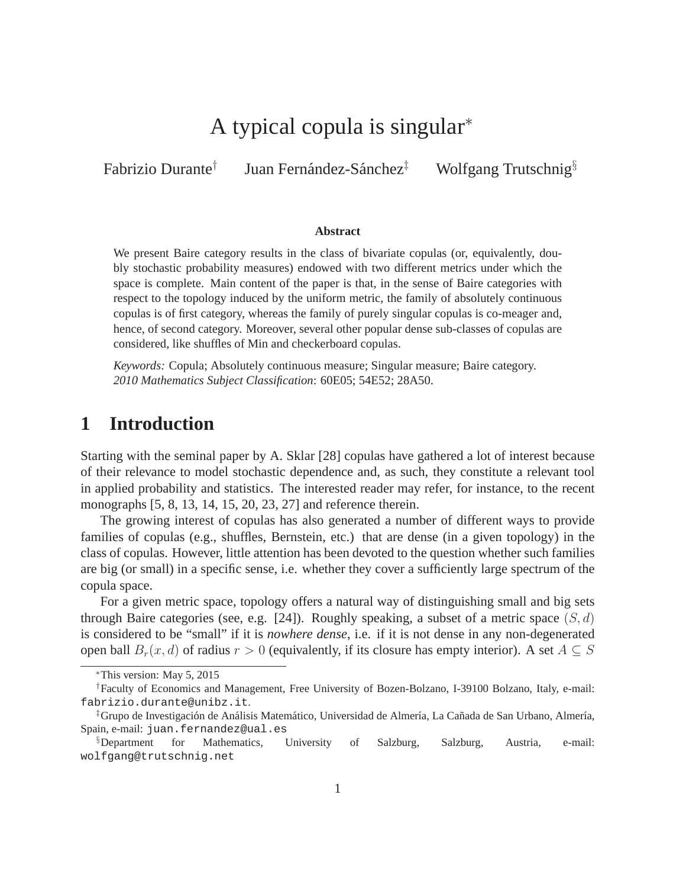# A typical copula is singular*

Fabrizio Durante[†] Juan Fernández-Sánchez[‡] Wolfgang Trutschnig[§]

**Abstract**

We present Baire category results in the class of bivariate copulas (or, equivalently, doubly stochastic probability measures) endowed with two different metrics under which the space is complete. Main content of the paper is that, in the sense of Baire categories with respect to the topology induced by the uniform metric, the family of absolutely continuous copulas is of first category, whereas the family of purely singular copulas is co-meager and, hence, of second category. Moreover, several other popular dense sub-classes of copulas are considered, like shuffles of Min and checkerboard copulas.

*Keywords:* Copula; Absolutely continuous measure; Singular measure; Baire category.
*2010 Mathematics Subject Classification*: 60E05; 54E52; 28A50.

## 1 Introduction

Starting with the seminal paper by A. Sklar [28] copulas have gathered a lot of interest because of their relevance to model stochastic dependence and, as such, they constitute a relevant tool in applied probability and statistics. The interested reader may refer, for instance, to the recent monographs [5, 8, 13, 14, 15, 20, 23, 27] and reference therein.

The growing interest of copulas has also generated a number of different ways to provide families of copulas (e.g., shuffles, Bernstein, etc.) that are dense (in a given topology) in the class of copulas. However, little attention has been devoted to the question whether such families are big (or small) in a specific sense, i.e. whether they cover a sufficiently large spectrum of the copula space.

For a given metric space, topology offers a natural way of distinguishing small and big sets through Baire categories (see, e.g. [24]). Roughly speaking, a subset of a metric space $(S, d)$ is considered to be "small" if it is *nowhere dense*, i.e. if it is not dense in any non-degenerated open ball $B_r(x, d)$ of radius $r > 0$ (equivalently, if its closure has empty interior). A set $A \subseteq S$

*This version: May 5, 2015

[†]Faculty of Economics and Management, Free University of Bozen-Bolzano, I-39100 Bolzano, Italy, e-mail: fabrizio.durante@unibz.it.

[‡]Grupo de Investigación de Análisis Matemático, Universidad de Almería, La Cañada de San Urbano, Almería, Spain, e-mail: juan.fernandez@ual.es

[§]Department for Mathematics, University of Salzburg, Salzburg, Austria, e-mail: wolfgang@trutschnig.net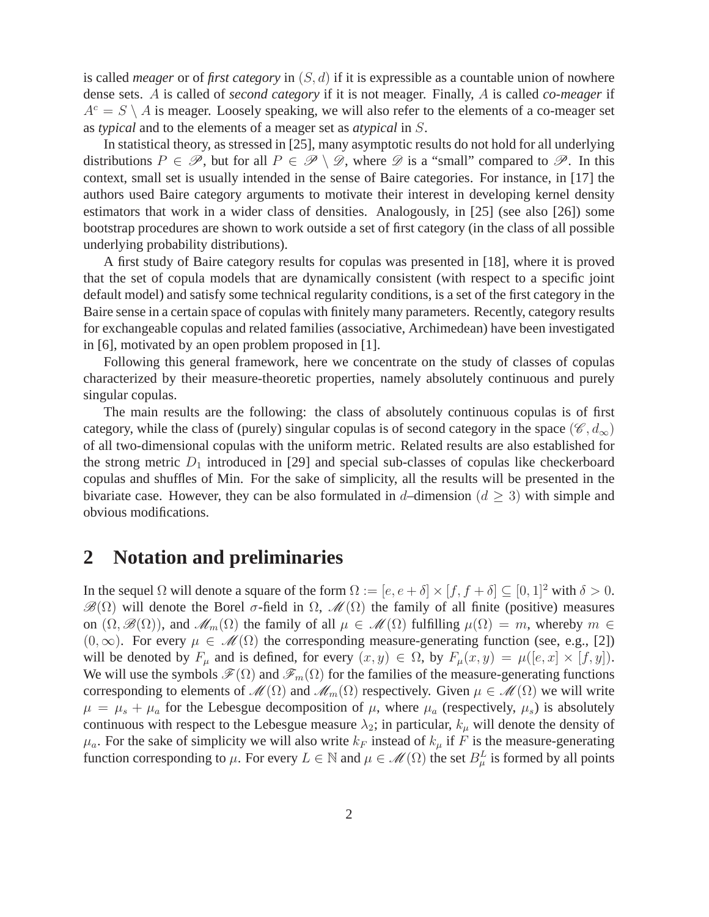is called *meager* or of *first category* in $(S, d)$ if it is expressible as a countable union of nowhere dense sets. $A$ is called of *second category* if it is not meager. Finally, $A$ is called *co-meager* if $A^c = S \setminus A$ is meager. Loosely speaking, we will also refer to the elements of a co-meager set as *typical* and to the elements of a meager set as *atypical* in $S$.

In statistical theory, as stressed in [25], many asymptotic results do not hold for all underlying distributions $P \in \mathscr{P}$, but for all $P \in \mathscr{P} \setminus \mathscr{D}$, where $\mathscr{D}$ is a "small" compared to $\mathscr{P}$. In this context, small set is usually intended in the sense of Baire categories. For instance, in [17] the authors used Baire category arguments to motivate their interest in developing kernel density estimators that work in a wider class of densities. Analogously, in [25] (see also [26]) some bootstrap procedures are shown to work outside a set of first category (in the class of all possible underlying probability distributions).

A first study of Baire category results for copulas was presented in [18], where it is proved that the set of copula models that are dynamically consistent (with respect to a specific joint default model) and satisfy some technical regularity conditions, is a set of the first category in the Baire sense in a certain space of copulas with finitely many parameters. Recently, category results for exchangeable copulas and related families (associative, Archimedean) have been investigated in [6], motivated by an open problem proposed in [1].

Following this general framework, here we concentrate on the study of classes of copulas characterized by their measure-theoretic properties, namely absolutely continuous and purely singular copulas.

The main results are the following: the class of absolutely continuous copulas is of first category, while the class of (purely) singular copulas is of second category in the space $(\mathscr{C}, d_\infty)$ of all two-dimensional copulas with the uniform metric. Related results are also established for the strong metric $D_1$ introduced in [29] and special sub-classes of copulas like checkerboard copulas and shuffles of Min. For the sake of simplicity, all the results will be presented in the bivariate case. However, they can be also formulated in $d$–dimension $(d \geq 3)$ with simple and obvious modifications.

## 2 Notation and preliminaries

In the sequel $\Omega$ will denote a square of the form $\Omega := [e, e+\delta] \times [f, f+\delta] \subseteq [0,1]^2$ with $\delta > 0$. $\mathscr{B}(\Omega)$ will denote the Borel $\sigma$-field in $\Omega$, $\mathscr{M}(\Omega)$ the family of all finite (positive) measures on $(\Omega, \mathscr{B}(\Omega))$, and $\mathscr{M}_m(\Omega)$ the family of all $\mu \in \mathscr{M}(\Omega)$ fulfilling $\mu(\Omega) = m$, whereby $m \in (0, \infty)$. For every $\mu \in \mathscr{M}(\Omega)$ the corresponding measure-generating function (see, e.g., [2]) will be denoted by $F_\mu$ and is defined, for every $(x, y) \in \Omega$, by $F_\mu(x, y) = \mu([e, x] \times [f, y])$. We will use the symbols $\mathscr{F}(\Omega)$ and $\mathscr{F}_m(\Omega)$ for the families of the measure-generating functions corresponding to elements of $\mathscr{M}(\Omega)$ and $\mathscr{M}_m(\Omega)$ respectively. Given $\mu \in \mathscr{M}(\Omega)$ we will write $\mu = \mu_s + \mu_a$ for the Lebesgue decomposition of $\mu$, where $\mu_a$ (respectively, $\mu_s$) is absolutely continuous with respect to the Lebesgue measure $\lambda_2$; in particular, $k_\mu$ will denote the density of $\mu_a$. For the sake of simplicity we will also write $k_F$ instead of $k_\mu$ if $F$ is the measure-generating function corresponding to $\mu$. For every $L \in \mathbb{N}$ and $\mu \in \mathscr{M}(\Omega)$ the set $B^L_\mu$ is formed by all points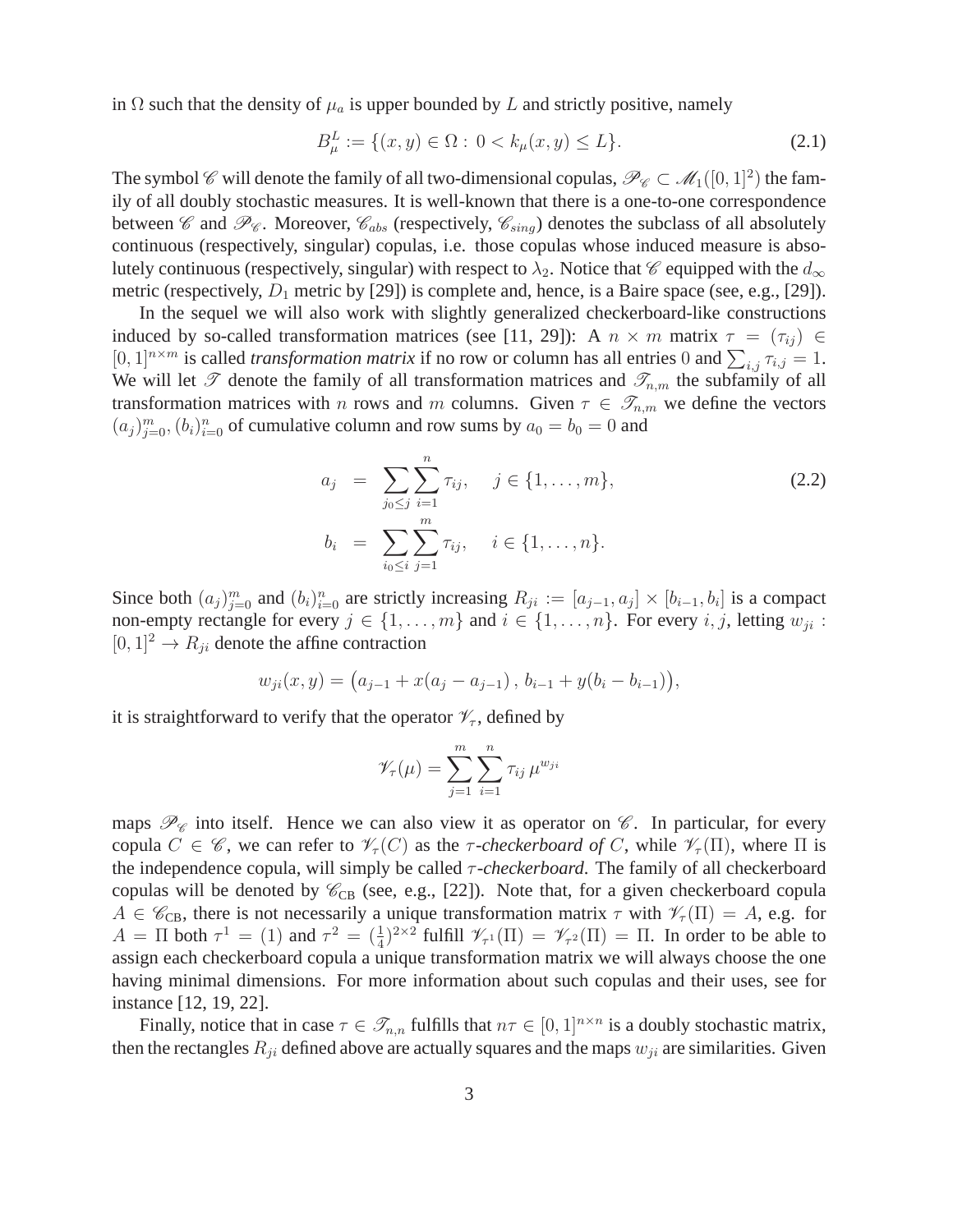in $\Omega$ such that the density of $\mu_a$ is upper bounded by $L$ and strictly positive, namely

$$B_\mu^L := \{(x,y) \in \Omega : \, 0 < k_\mu(x,y) \leq L\}. \tag{2.1}$$

The symbol $\mathscr{C}$ will denote the family of all two-dimensional copulas, $\mathscr{P}_\mathscr{C} \subset \mathscr{M}_1([0,1]^2)$ the family of all doubly stochastic measures. It is well-known that there is a one-to-one correspondence between $\mathscr{C}$ and $\mathscr{P}_\mathscr{C}$. Moreover, $\mathscr{C}_{abs}$ (respectively, $\mathscr{C}_{sing}$) denotes the subclass of all absolutely continuous (respectively, singular) copulas, i.e. those copulas whose induced measure is absolutely continuous (respectively, singular) with respect to $\lambda_2$. Notice that $\mathscr{C}$ equipped with the $d_\infty$ metric (respectively, $D_1$ metric by [29]) is complete and, hence, is a Baire space (see, e.g., [29]).

In the sequel we will also work with slightly generalized checkerboard-like constructions induced by so-called transformation matrices (see [11, 29]): A $n \times m$ matrix $\tau = (\tau_{ij}) \in [0,1]^{n\times m}$ is called *transformation matrix* if no row or column has all entries $0$ and $\sum_{i,j} \tau_{i,j} = 1$. We will let $\mathscr{T}$ denote the family of all transformation matrices and $\mathscr{T}_{n,m}$ the subfamily of all transformation matrices with $n$ rows and $m$ columns. Given $\tau \in \mathscr{T}_{n,m}$ we define the vectors $(a_j)_{j=0}^m, (b_i)_{i=0}^n$ of cumulative column and row sums by $a_0 = b_0 = 0$ and

$$\begin{aligned} a_j &= \sum_{j_0 \leq j} \sum_{i=1}^{n} \tau_{ij}, \quad j \in \{1,\ldots,m\}, \\ b_i &= \sum_{i_0 \leq i} \sum_{j=1}^{m} \tau_{ij}, \quad i \in \{1,\ldots,n\}. \end{aligned} \tag{2.2}$$

Since both $(a_j)_{j=0}^m$ and $(b_i)_{i=0}^n$ are strictly increasing $R_{ji} := [a_{j-1}, a_j] \times [b_{i-1}, b_i]$ is a compact non-empty rectangle for every $j \in \{1,\ldots,m\}$ and $i \in \{1,\ldots,n\}$. For every $i,j$, letting $w_{ji} : [0,1]^2 \to R_{ji}$ denote the affine contraction

$$w_{ji}(x,y) = \big(a_{j-1} + x(a_j - a_{j-1})\,,\, b_{i-1} + y(b_i - b_{i-1})\big),$$

it is straightforward to verify that the operator $\mathscr{V}_\tau$, defined by

$$\mathscr{V}_\tau(\mu) = \sum_{j=1}^{m} \sum_{i=1}^{n} \tau_{ij}\, \mu^{w_{ji}}$$

maps $\mathscr{P}_\mathscr{C}$ into itself. Hence we can also view it as operator on $\mathscr{C}$. In particular, for every copula $C \in \mathscr{C}$, we can refer to $\mathscr{V}_\tau(C)$ as the *$\tau$-checkerboard of* $C$, while $\mathscr{V}_\tau(\Pi)$, where $\Pi$ is the independence copula, will simply be called *$\tau$-checkerboard*. The family of all checkerboard copulas will be denoted by $\mathscr{C}_{\text{CB}}$ (see, e.g., [22]). Note that, for a given checkerboard copula $A \in \mathscr{C}_{\text{CB}}$, there is not necessarily a unique transformation matrix $\tau$ with $\mathscr{V}_\tau(\Pi) = A$, e.g. for $A = \Pi$ both $\tau^1 = (1)$ and $\tau^2 = (\frac{1}{4})^{2\times 2}$ fulfill $\mathscr{V}_{\tau^1}(\Pi) = \mathscr{V}_{\tau^2}(\Pi) = \Pi$. In order to be able to assign each checkerboard copula a unique transformation matrix we will always choose the one having minimal dimensions. For more information about such copulas and their uses, see for instance [12, 19, 22].

Finally, notice that in case $\tau \in \mathscr{T}_{n,n}$ fulfills that $n\tau \in [0,1]^{n\times n}$ is a doubly stochastic matrix, then the rectangles $R_{ji}$ defined above are actually squares and the maps $w_{ji}$ are similarities. Given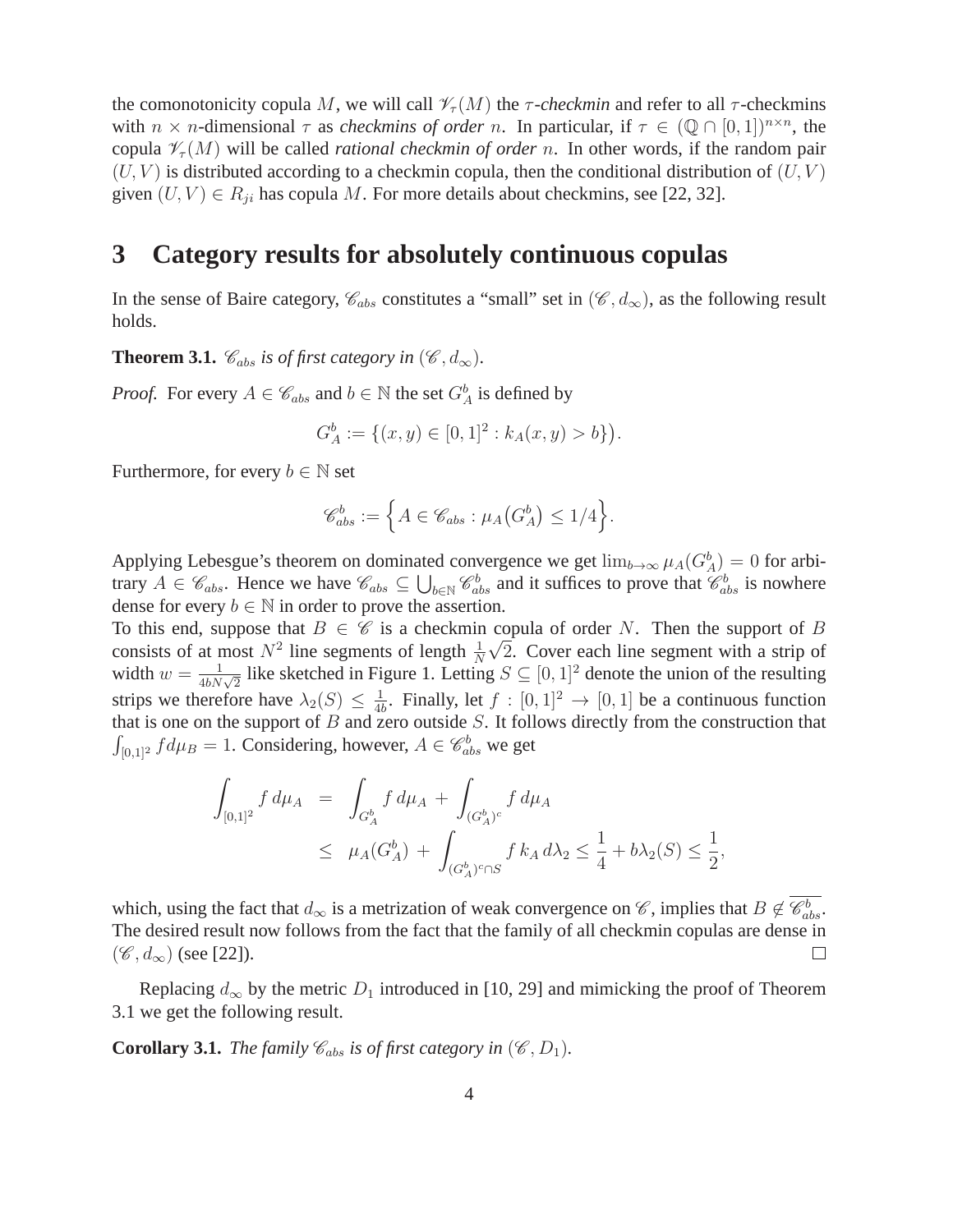the comonotonicity copula $M$, we will call $\mathscr{V}_\tau(M)$ the *$\tau$-checkmin* and refer to all $\tau$-checkmins with $n \times n$-dimensional $\tau$ as *checkmins of order* $n$. In particular, if $\tau \in (\mathbb{Q} \cap [0,1])^{n\times n}$, the copula $\mathscr{V}_\tau(M)$ will be called *rational checkmin of order* $n$. In other words, if the random pair $(U,V)$ is distributed according to a checkmin copula, then the conditional distribution of $(U,V)$ given $(U,V) \in R_{ji}$ has copula $M$. For more details about checkmins, see [22, 32].

# 3 Category results for absolutely continuous copulas

In the sense of Baire category, $\mathscr{C}_{abs}$ constitutes a "small" set in $(\mathscr{C}, d_\infty)$, as the following result holds.

**Theorem 3.1.** *$\mathscr{C}_{abs}$ is of first category in $(\mathscr{C}, d_\infty)$.*

*Proof.* For every $A \in \mathscr{C}_{abs}$ and $b \in \mathbb{N}$ the set $G_A^b$ is defined by

$$G_A^b := \{(x,y) \in [0,1]^2 : k_A(x,y) > b\}\big).$$

Furthermore, for every $b \in \mathbb{N}$ set

$$\mathscr{C}_{abs}^b := \Big\{ A \in \mathscr{C}_{abs} : \mu_A\big(G_A^b\big) \leq 1/4 \Big\}.$$

Applying Lebesgue's theorem on dominated convergence we get $\lim_{b\to\infty} \mu_A(G_A^b) = 0$ for arbitrary $A \in \mathscr{C}_{abs}$. Hence we have $\mathscr{C}_{abs} \subseteq \bigcup_{b\in\mathbb{N}} \mathscr{C}_{abs}^b$ and it suffices to prove that $\mathscr{C}_{abs}^b$ is nowhere dense for every $b \in \mathbb{N}$ in order to prove the assertion.
To this end, suppose that $B \in \mathscr{C}$ is a checkmin copula of order $N$. Then the support of $B$ consists of at most $N^2$ line segments of length $\frac{1}{N}\sqrt{2}$. Cover each line segment with a strip of width $w = \frac{1}{4bN\sqrt{2}}$ like sketched in Figure 1. Letting $S \subseteq [0,1]^2$ denote the union of the resulting strips we therefore have $\lambda_2(S) \leq \frac{1}{4b}$. Finally, let $f : [0,1]^2 \to [0,1]$ be a continuous function that is one on the support of $B$ and zero outside $S$. It follows directly from the construction that $\int_{[0,1]^2} f d\mu_B = 1$. Considering, however, $A \in \mathscr{C}_{abs}^b$ we get

$$\begin{aligned}
\int_{[0,1]^2} f\, d\mu_A &= \int_{G_A^b} f\, d\mu_A + \int_{(G_A^b)^c} f\, d\mu_A \\
&\leq \mu_A(G_A^b) + \int_{(G_A^b)^c \cap S} f\, k_A\, d\lambda_2 \leq \frac{1}{4} + b\lambda_2(S) \leq \frac{1}{2},
\end{aligned}$$

which, using the fact that $d_\infty$ is a metrization of weak convergence on $\mathscr{C}$, implies that $B \notin \overline{\mathscr{C}_{abs}^b}$. The desired result now follows from the fact that the family of all checkmin copulas are dense in $(\mathscr{C}, d_\infty)$ (see [22]). $\square$

Replacing $d_\infty$ by the metric $D_1$ introduced in [10, 29] and mimicking the proof of Theorem 3.1 we get the following result.

**Corollary 3.1.** *The family $\mathscr{C}_{abs}$ is of first category in $(\mathscr{C}, D_1)$.*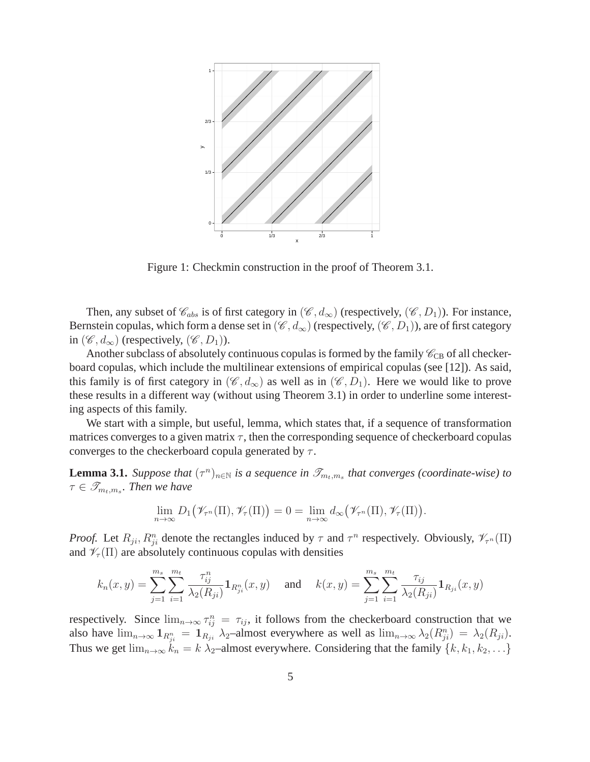Figure 1: Checkmin construction in the proof of Theorem 3.1.

Then, any subset of $\mathscr{C}_{abs}$ is of first category in $(\mathscr{C}, d_\infty)$ (respectively, $(\mathscr{C}, D_1)$). For instance, Bernstein copulas, which form a dense set in $(\mathscr{C}, d_\infty)$ (respectively, $(\mathscr{C}, D_1)$), are of first category in $(\mathscr{C}, d_\infty)$ (respectively, $(\mathscr{C}, D_1)$).

Another subclass of absolutely continuous copulas is formed by the family $\mathscr{C}_{\text{CB}}$ of all checkerboard copulas, which include the multilinear extensions of empirical copulas (see [12]). As said, this family is of first category in $(\mathscr{C}, d_\infty)$ as well as in $(\mathscr{C}, D_1)$. Here we would like to prove these results in a different way (without using Theorem 3.1) in order to underline some interesting aspects of this family.

We start with a simple, but useful, lemma, which states that, if a sequence of transformation matrices converges to a given matrix $\tau$, then the corresponding sequence of checkerboard copulas converges to the checkerboard copula generated by $\tau$.

**Lemma 3.1.** *Suppose that $(\tau^n)_{n\in\mathbb{N}}$ is a sequence in $\mathscr{T}_{m_t,m_s}$ that converges (coordinate-wise) to $\tau \in \mathscr{T}_{m_t,m_s}$. Then we have*

$$\lim_{n\to\infty} D_1\big(\mathscr{V}_{\tau^n}(\Pi), \mathscr{V}_\tau(\Pi)\big) = 0 = \lim_{n\to\infty} d_\infty\big(\mathscr{V}_{\tau^n}(\Pi), \mathscr{V}_\tau(\Pi)\big).$$

*Proof.* Let $R_{ji}, R^n_{ji}$ denote the rectangles induced by $\tau$ and $\tau^n$ respectively. Obviously, $\mathscr{V}_{\tau^n}(\Pi)$ and $\mathscr{V}_\tau(\Pi)$ are absolutely continuous copulas with densities

$$k_n(x,y) = \sum_{j=1}^{m_s}\sum_{i=1}^{m_t} \frac{\tau^n_{ij}}{\lambda_2(R_{ji})}\mathbf{1}_{R^n_{ji}}(x,y) \quad \text{ and } \quad k(x,y) = \sum_{j=1}^{m_s}\sum_{i=1}^{m_t} \frac{\tau_{ij}}{\lambda_2(R_{ji})}\mathbf{1}_{R_{ji}}(x,y)$$

respectively. Since $\lim_{n\to\infty} \tau^n_{ij} = \tau_{ij}$, it follows from the checkerboard construction that we also have $\lim_{n\to\infty} \mathbf{1}_{R^n_{ji}} = \mathbf{1}_{R_{ji}}$ $\lambda_2$–almost everywhere as well as $\lim_{n\to\infty} \lambda_2(R^n_{ji}) = \lambda_2(R_{ji})$. Thus we get $\lim_{n\to\infty} k_n = k$ $\lambda_2$–almost everywhere. Considering that the family $\{k, k_1, k_2, \ldots\}$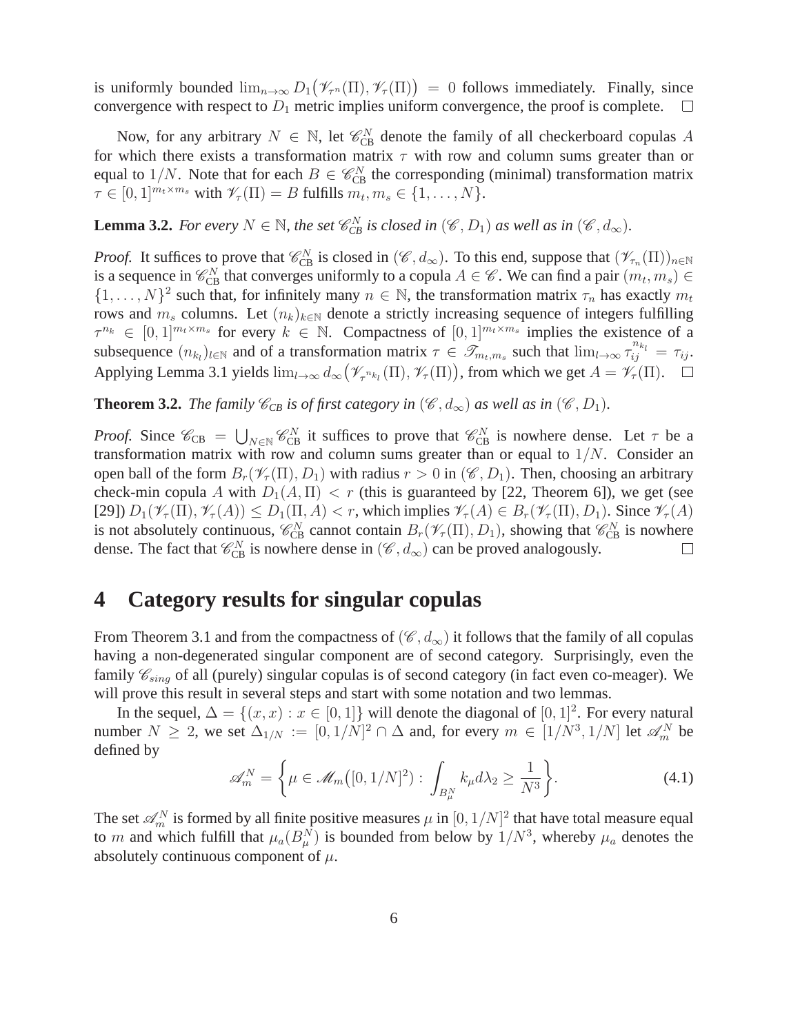is uniformly bounded $\lim_{n\to\infty} D_1\big(\mathscr{V}_{\tau^n}(\Pi), \mathscr{V}_\tau(\Pi)\big) = 0$ follows immediately. Finally, since convergence with respect to $D_1$ metric implies uniform convergence, the proof is complete. □

Now, for any arbitrary $N \in \mathbb{N}$, let $\mathscr{C}_{\text{CB}}^N$ denote the family of all checkerboard copulas $A$ for which there exists a transformation matrix $\tau$ with row and column sums greater than or equal to $1/N$. Note that for each $B \in \mathscr{C}_{\text{CB}}^N$ the corresponding (minimal) transformation matrix $\tau \in [0,1]^{m_t \times m_s}$ with $\mathscr{V}_\tau(\Pi) = B$ fulfills $m_t, m_s \in \{1, \ldots, N\}$.

**Lemma 3.2.** *For every $N \in \mathbb{N}$, the set $\mathscr{C}_{CB}^N$ is closed in $(\mathscr{C}, D_1)$ as well as in $(\mathscr{C}, d_\infty)$.*

*Proof.* It suffices to prove that $\mathscr{C}_{\text{CB}}^N$ is closed in $(\mathscr{C}, d_\infty)$. To this end, suppose that $(\mathscr{V}_{\tau_n}(\Pi))_{n\in\mathbb{N}}$ is a sequence in $\mathscr{C}_{\text{CB}}^N$ that converges uniformly to a copula $A \in \mathscr{C}$. We can find a pair $(m_t, m_s) \in \{1, \ldots, N\}^2$ such that, for infinitely many $n \in \mathbb{N}$, the transformation matrix $\tau_n$ has exactly $m_t$ rows and $m_s$ columns. Let $(n_k)_{k\in\mathbb{N}}$ denote a strictly increasing sequence of integers fulfilling $\tau^{n_k} \in [0,1]^{m_t \times m_s}$ for every $k \in \mathbb{N}$. Compactness of $[0,1]^{m_t \times m_s}$ implies the existence of a subsequence $(n_{k_l})_{l\in\mathbb{N}}$ and of a transformation matrix $\tau \in \mathscr{T}_{m_t, m_s}$ such that $\lim_{l\to\infty} \tau_{ij}^{n_{k_l}} = \tau_{ij}$. Applying Lemma 3.1 yields $\lim_{l\to\infty} d_\infty\big(\mathscr{V}_{\tau^{n_{k_l}}}(\Pi), \mathscr{V}_\tau(\Pi)\big)$, from which we get $A = \mathscr{V}_\tau(\Pi)$. □

**Theorem 3.2.** *The family $\mathscr{C}_{CB}$ is of first category in $(\mathscr{C}, d_\infty)$ as well as in $(\mathscr{C}, D_1)$.*

*Proof.* Since $\mathscr{C}_{\text{CB}} = \bigcup_{N\in\mathbb{N}} \mathscr{C}_{\text{CB}}^N$ it suffices to prove that $\mathscr{C}_{\text{CB}}^N$ is nowhere dense. Let $\tau$ be a transformation matrix with row and column sums greater than or equal to $1/N$. Consider an open ball of the form $B_r(\mathscr{V}_\tau(\Pi), D_1)$ with radius $r > 0$ in $(\mathscr{C}, D_1)$. Then, choosing an arbitrary check-min copula $A$ with $D_1(A, \Pi) < r$ (this is guaranteed by [22, Theorem 6]), we get (see [29]) $D_1(\mathscr{V}_\tau(\Pi), \mathscr{V}_\tau(A)) \le D_1(\Pi, A) < r$, which implies $\mathscr{V}_\tau(A) \in B_r(\mathscr{V}_\tau(\Pi), D_1)$. Since $\mathscr{V}_\tau(A)$ is not absolutely continuous, $\mathscr{C}_{\text{CB}}^N$ cannot contain $B_r(\mathscr{V}_\tau(\Pi), D_1)$, showing that $\mathscr{C}_{\text{CB}}^N$ is nowhere dense. The fact that $\mathscr{C}_{\text{CB}}^N$ is nowhere dense in $(\mathscr{C}, d_\infty)$ can be proved analogously. □

# 4 Category results for singular copulas

From Theorem 3.1 and from the compactness of $(\mathscr{C}, d_\infty)$ it follows that the family of all copulas having a non-degenerated singular component are of second category. Surprisingly, even the family $\mathscr{C}_{sing}$ of all (purely) singular copulas is of second category (in fact even co-meager). We will prove this result in several steps and start with some notation and two lemmas.

In the sequel, $\Delta = \{(x, x) : x \in [0,1]\}$ will denote the diagonal of $[0,1]^2$. For every natural number $N \ge 2$, we set $\Delta_{1/N} := [0, 1/N]^2 \cap \Delta$ and, for every $m \in [1/N^3, 1/N]$ let $\mathscr{A}_m^N$ be defined by

$$\mathscr{A}_m^N = \left\{ \mu \in \mathscr{M}_m\big([0, 1/N]^2\big) : \int_{B_\mu^N} k_\mu d\lambda_2 \ge \frac{1}{N^3} \right\}. \tag{4.1}$$

The set $\mathscr{A}_m^N$ is formed by all finite positive measures $\mu$ in $[0, 1/N]^2$ that have total measure equal to $m$ and which fulfill that $\mu_a(B_\mu^N)$ is bounded from below by $1/N^3$, whereby $\mu_a$ denotes the absolutely continuous component of $\mu$.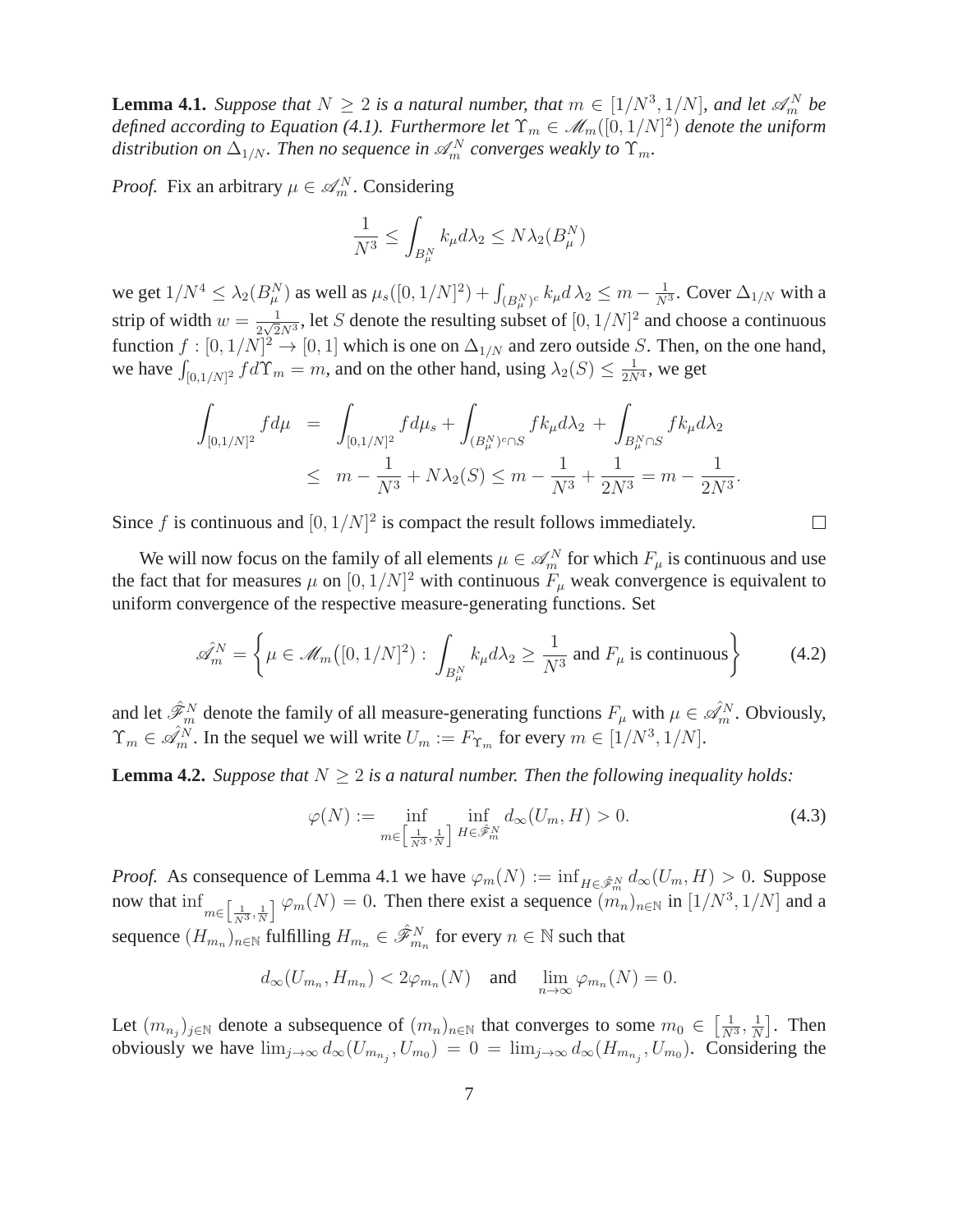**Lemma 4.1.** *Suppose that $N \geq 2$ is a natural number, that $m \in [1/N^3, 1/N]$, and let $\mathscr{A}_m^N$ be defined according to Equation (4.1). Furthermore let $\Upsilon_m \in \mathscr{M}_m([0,1/N]^2)$ denote the uniform distribution on $\Delta_{1/N}$. Then no sequence in $\mathscr{A}_m^N$ converges weakly to $\Upsilon_m$.*

*Proof.* Fix an arbitrary $\mu \in \mathscr{A}_m^N$. Considering

$$\frac{1}{N^3} \leq \int_{B_\mu^N} k_\mu d\lambda_2 \leq N\lambda_2(B_\mu^N)$$

we get $1/N^4 \leq \lambda_2(B_\mu^N)$ as well as $\mu_s([0,1/N]^2) + \int_{(B_\mu^N)^c} k_\mu d\,\lambda_2 \leq m - \frac{1}{N^3}$. Cover $\Delta_{1/N}$ with a strip of width $w = \frac{1}{2\sqrt{2}N^3}$, let $S$ denote the resulting subset of $[0,1/N]^2$ and choose a continuous function $f : [0,1/N]^2 \to [0,1]$ which is one on $\Delta_{1/N}$ and zero outside $S$. Then, on the one hand, we have $\int_{[0,1/N]^2} f d\Upsilon_m = m$, and on the other hand, using $\lambda_2(S) \leq \frac{1}{2N^4}$, we get

$$\begin{aligned}
\int_{[0,1/N]^2} f d\mu &= \int_{[0,1/N]^2} f d\mu_s + \int_{(B_\mu^N)^c \cap S} f k_\mu d\lambda_2 + \int_{B_\mu^N \cap S} f k_\mu d\lambda_2 \\
&\leq m - \frac{1}{N^3} + N\lambda_2(S) \leq m - \frac{1}{N^3} + \frac{1}{2N^3} = m - \frac{1}{2N^3}.
\end{aligned}$$

Since $f$ is continuous and $[0,1/N]^2$ is compact the result follows immediately. $\square$

We will now focus on the family of all elements $\mu \in \mathscr{A}_m^N$ for which $F_\mu$ is continuous and use the fact that for measures $\mu$ on $[0,1/N]^2$ with continuous $F_\mu$ weak convergence is equivalent to uniform convergence of the respective measure-generating functions. Set

$$\hat{\mathscr{A}_m^N} = \left\{ \mu \in \mathscr{M}_m\big([0,1/N]^2\big) : \int_{B_\mu^N} k_\mu d\lambda_2 \geq \frac{1}{N^3} \text{ and } F_\mu \text{ is continuous} \right\} \tag{4.2}$$

and let $\hat{\mathscr{F}}_m^N$ denote the family of all measure-generating functions $F_\mu$ with $\mu \in \hat{\mathscr{A}_m^N}$. Obviously, $\Upsilon_m \in \hat{\mathscr{A}_m^N}$. In the sequel we will write $U_m := F_{\Upsilon_m}$ for every $m \in [1/N^3, 1/N]$.

**Lemma 4.2.** *Suppose that $N \geq 2$ is a natural number. Then the following inequality holds:*

$$\varphi(N) := \inf_{m \in \left[\frac{1}{N^3}, \frac{1}{N}\right]} \inf_{H \in \hat{\mathscr{F}}_m^N} d_\infty(U_m, H) > 0. \tag{4.3}$$

*Proof.* As consequence of Lemma 4.1 we have $\varphi_m(N) := \inf_{H \in \hat{\mathscr{F}}_m^N} d_\infty(U_m, H) > 0$. Suppose now that $\inf_{m \in \left[\frac{1}{N^3}, \frac{1}{N}\right]} \varphi_m(N) = 0$. Then there exist a sequence $(m_n)_{n\in\mathbb{N}}$ in $[1/N^3, 1/N]$ and a sequence $(H_{m_n})_{n\in\mathbb{N}}$ fulfilling $H_{m_n} \in \hat{\mathscr{F}}_{m_n}^N$ for every $n \in \mathbb{N}$ such that

$$d_\infty(U_{m_n}, H_{m_n}) < 2\varphi_{m_n}(N) \quad \text{and} \quad \lim_{n\to\infty} \varphi_{m_n}(N) = 0.$$

Let $(m_{n_j})_{j\in\mathbb{N}}$ denote a subsequence of $(m_n)_{n\in\mathbb{N}}$ that converges to some $m_0 \in \left[\frac{1}{N^3}, \frac{1}{N}\right]$. Then obviously we have $\lim_{j\to\infty} d_\infty(U_{m_{n_j}}, U_{m_0}) = 0 = \lim_{j\to\infty} d_\infty(H_{m_{n_j}}, U_{m_0})$. Considering the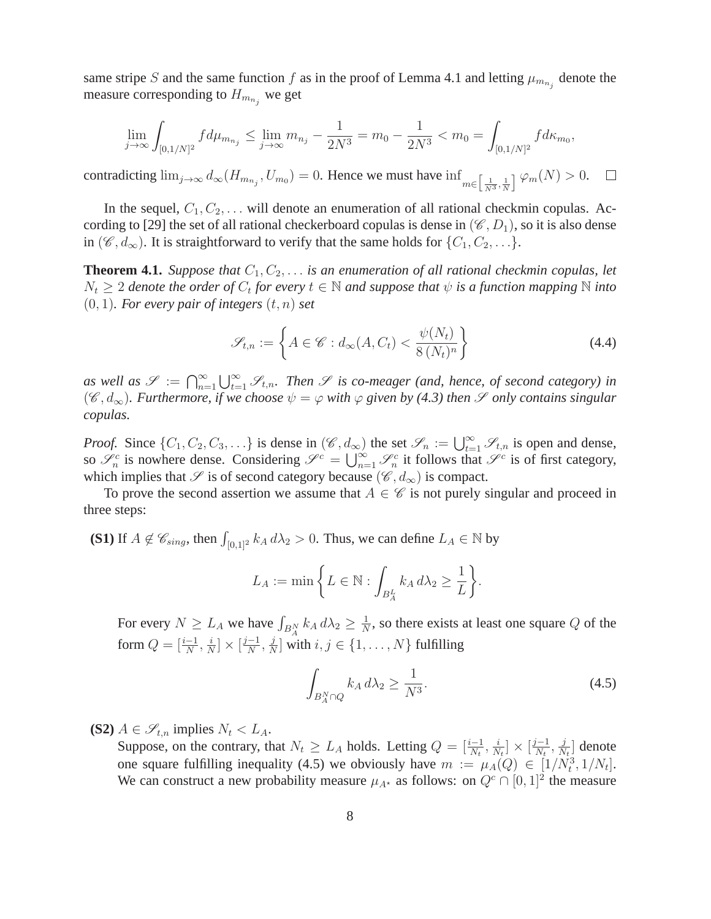same stripe $S$ and the same function $f$ as in the proof of Lemma 4.1 and letting $\mu_{m_{n_j}}$ denote the measure corresponding to $H_{m_{n_j}}$ we get

$$\lim_{j\to\infty}\int_{[0,1/N]^2} f d\mu_{m_{n_j}} \leq \lim_{j\to\infty} m_{n_j} - \frac{1}{2N^3} = m_0 - \frac{1}{2N^3} < m_0 = \int_{[0,1/N]^2} f d\kappa_{m_0},$$

contradicting $\lim_{j\to\infty} d_\infty(H_{m_{n_j}}, U_{m_0}) = 0$. Hence we must have $\inf_{m\in\left[\frac{1}{N^3},\frac{1}{N}\right]} \varphi_m(N) > 0$. $\square$

In the sequel, $C_1, C_2, \ldots$ will denote an enumeration of all rational checkmin copulas. According to [29] the set of all rational checkerboard copulas is dense in $(\mathscr{C}, D_1)$, so it is also dense in $(\mathscr{C}, d_\infty)$. It is straightforward to verify that the same holds for $\{C_1, C_2, \ldots\}$.

**Theorem 4.1.** *Suppose that $C_1, C_2, \ldots$ is an enumeration of all rational checkmin copulas, let $N_t \geq 2$ denote the order of $C_t$ for every $t \in \mathbb{N}$ and suppose that $\psi$ is a function mapping $\mathbb{N}$ into $(0,1)$. For every pair of integers $(t,n)$ set*

$$\mathscr{S}_{t,n} := \left\{ A \in \mathscr{C} : d_\infty(A, C_t) < \frac{\psi(N_t)}{8\,(N_t)^n} \right\} \tag{4.4}$$

*as well as $\mathscr{S} := \bigcap_{n=1}^\infty \bigcup_{t=1}^\infty \mathscr{S}_{t,n}$. Then $\mathscr{S}$ is co-meager (and, hence, of second category) in $(\mathscr{C}, d_\infty)$. Furthermore, if we choose $\psi = \varphi$ with $\varphi$ given by (4.3) then $\mathscr{S}$ only contains singular copulas.*

*Proof.* Since $\{C_1, C_2, C_3, \ldots\}$ is dense in $(\mathscr{C}, d_\infty)$ the set $\mathscr{S}_n := \bigcup_{t=1}^\infty \mathscr{S}_{t,n}$ is open and dense, so $\mathscr{S}_n^c$ is nowhere dense. Considering $\mathscr{S}^c = \bigcup_{n=1}^\infty \mathscr{S}_n^c$ it follows that $\mathscr{S}^c$ is of first category, which implies that $\mathscr{S}$ is of second category because $(\mathscr{C}, d_\infty)$ is compact.

To prove the second assertion we assume that $A \in \mathscr{C}$ is not purely singular and proceed in three steps:

**(S1)** If $A \notin \mathscr{C}_{sing}$, then $\int_{[0,1]^2} k_A \, d\lambda_2 > 0$. Thus, we can define $L_A \in \mathbb{N}$ by

$$L_A := \min\left\{ L \in \mathbb{N} : \int_{B_A^L} k_A \, d\lambda_2 \geq \frac{1}{L} \right\}.$$

For every $N \geq L_A$ we have $\int_{B_A^N} k_A \, d\lambda_2 \geq \frac{1}{N}$, so there exists at least one square $Q$ of the form $Q = [\frac{i-1}{N}, \frac{i}{N}] \times [\frac{j-1}{N}, \frac{j}{N}]$ with $i, j \in \{1, \ldots, N\}$ fulfilling

$$\int_{B_A^N \cap Q} k_A \, d\lambda_2 \geq \frac{1}{N^3}. \tag{4.5}$$

**(S2)** $A \in \mathscr{S}_{t,n}$ implies $N_t < L_A$.

Suppose, on the contrary, that $N_t \geq L_A$ holds. Letting $Q = [\frac{i-1}{N_t}, \frac{i}{N_t}] \times [\frac{j-1}{N_t}, \frac{j}{N_t}]$ denote one square fulfilling inequality (4.5) we obviously have $m := \mu_A(Q) \in [1/N_t^3, 1/N_t]$. We can construct a new probability measure $\mu_{A^\star}$ as follows: on $Q^c \cap [0,1]^2$ the measure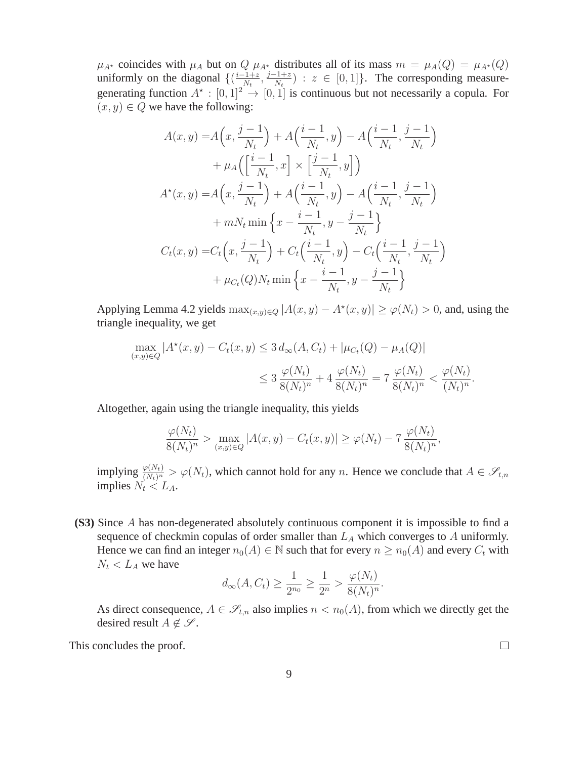$\mu_{A^\star}$ coincides with $\mu_A$ but on $Q$ $\mu_{A^\star}$ distributes all of its mass $m = \mu_A(Q) = \mu_{A^\star}(Q)$ uniformly on the diagonal $\{(\frac{i-1+z}{N_t}, \frac{j-1+z}{N_t}) : z \in [0,1]\}$. The corresponding measure-generating function $A^\star : [0,1]^2 \to [0,1]$ is continuous but not necessarily a copula. For $(x,y) \in Q$ we have the following:

$$
\begin{aligned}
A(x,y) =& A\Big(x, \frac{j-1}{N_t}\Big) + A\Big(\frac{i-1}{N_t}, y\Big) - A\Big(\frac{i-1}{N_t}, \frac{j-1}{N_t}\Big) \\
&+ \mu_A\Big(\Big[\frac{i-1}{N_t}, x\Big] \times \Big[\frac{j-1}{N_t}, y\Big]\Big) \\
A^\star(x,y) =& A\Big(x, \frac{j-1}{N_t}\Big) + A\Big(\frac{i-1}{N_t}, y\Big) - A\Big(\frac{i-1}{N_t}, \frac{j-1}{N_t}\Big) \\
&+ mN_t \min\Big\{x - \frac{i-1}{N_t}, y - \frac{j-1}{N_t}\Big\} \\
C_t(x,y) =& C_t\Big(x, \frac{j-1}{N_t}\Big) + C_t\Big(\frac{i-1}{N_t}, y\Big) - C_t\Big(\frac{i-1}{N_t}, \frac{j-1}{N_t}\Big) \\
&+ \mu_{C_t}(Q) N_t \min\Big\{x - \frac{i-1}{N_t}, y - \frac{j-1}{N_t}\Big\}
\end{aligned}
$$

Applying Lemma 4.2 yields $\max_{(x,y)\in Q} |A(x,y) - A^\star(x,y)| \geq \varphi(N_t) > 0$, and, using the triangle inequality, we get

$$
\begin{aligned}
\max_{(x,y)\in Q} |A^\star(x,y) - C_t(x,y)| &\leq 3\, d_\infty(A, C_t) + |\mu_{C_t}(Q) - \mu_A(Q)| \\
&\leq 3\,\frac{\varphi(N_t)}{8(N_t)^n} + 4\,\frac{\varphi(N_t)}{8(N_t)^n} = 7\,\frac{\varphi(N_t)}{8(N_t)^n} < \frac{\varphi(N_t)}{(N_t)^n}.
\end{aligned}
$$

Altogether, again using the triangle inequality, this yields

$$
\frac{\varphi(N_t)}{8(N_t)^n} > \max_{(x,y)\in Q} |A(x,y) - C_t(x,y)| \geq \varphi(N_t) - 7\,\frac{\varphi(N_t)}{8(N_t)^n},
$$

implying $\frac{\varphi(N_t)}{(N_t)^n} > \varphi(N_t)$, which cannot hold for any $n$. Hence we conclude that $A \in \mathscr{S}_{t,n}$ implies $N_t < L_A$.

**(S3)** Since $A$ has non-degenerated absolutely continuous component it is impossible to find a sequence of checkmin copulas of order smaller than $L_A$ which converges to $A$ uniformly. Hence we can find an integer $n_0(A) \in \mathbb{N}$ such that for every $n \geq n_0(A)$ and every $C_t$ with $N_t < L_A$ we have

$$
d_\infty(A, C_t) \geq \frac{1}{2^{n_0}} \geq \frac{1}{2^n} > \frac{\varphi(N_t)}{8(N_t)^n}.
$$

As direct consequence, $A \in \mathscr{S}_{t,n}$ also implies $n < n_0(A)$, from which we directly get the desired result $A \notin \mathscr{S}$.

This concludes the proof. $\square$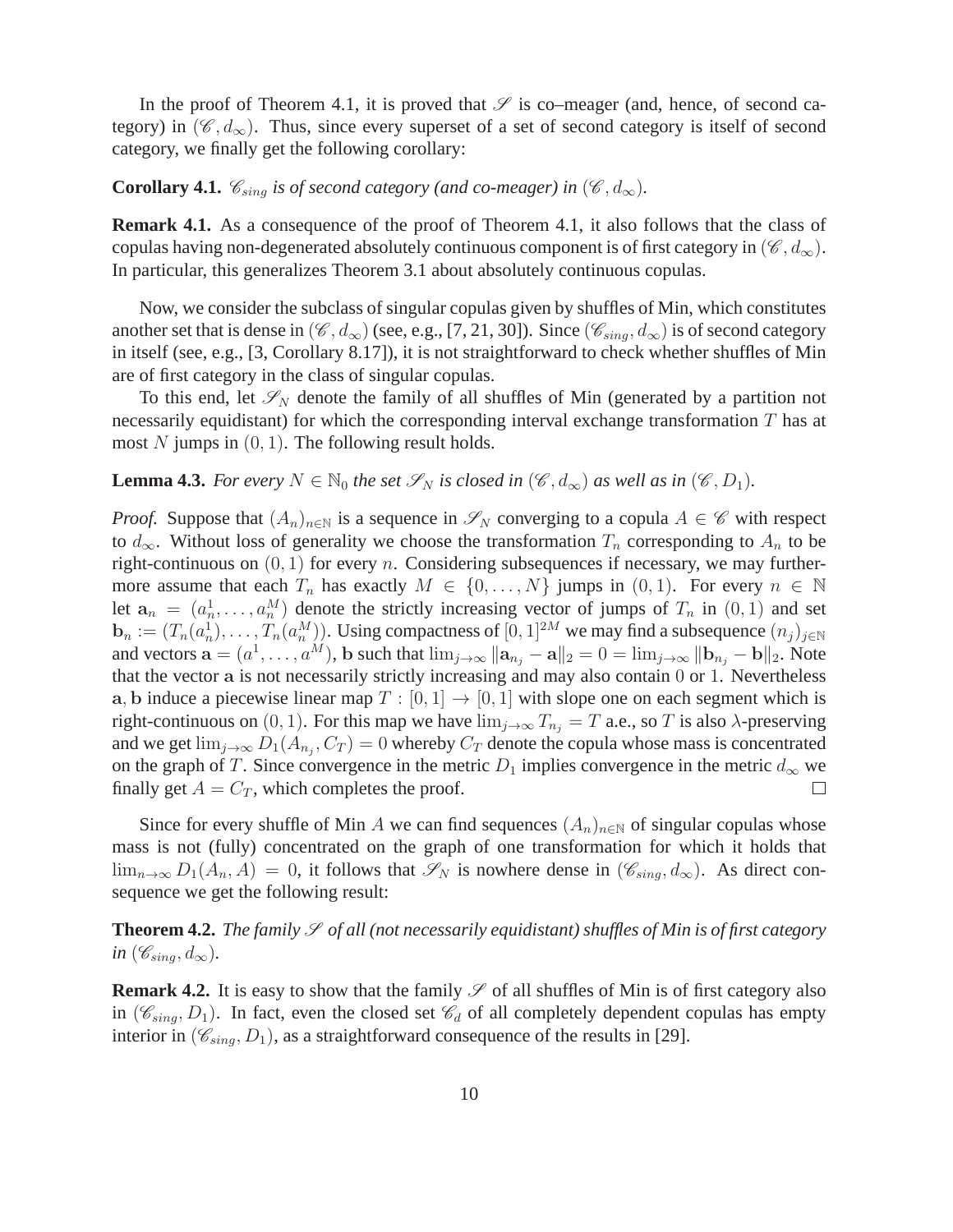In the proof of Theorem 4.1, it is proved that $\mathscr{S}$ is co–meager (and, hence, of second category) in $(\mathscr{C}, d_\infty)$. Thus, since every superset of a set of second category is itself of second category, we finally get the following corollary:

**Corollary 4.1.** *$\mathscr{C}_{sing}$ is of second category (and co-meager) in $(\mathscr{C}, d_\infty)$.*

**Remark 4.1.** As a consequence of the proof of Theorem 4.1, it also follows that the class of copulas having non-degenerated absolutely continuous component is of first category in $(\mathscr{C}, d_\infty)$. In particular, this generalizes Theorem 3.1 about absolutely continuous copulas.

Now, we consider the subclass of singular copulas given by shuffles of Min, which constitutes another set that is dense in $(\mathscr{C}, d_\infty)$ (see, e.g., [7, 21, 30]). Since $(\mathscr{C}_{sing}, d_\infty)$ is of second category in itself (see, e.g., [3, Corollary 8.17]), it is not straightforward to check whether shuffles of Min are of first category in the class of singular copulas.

To this end, let $\mathscr{S}_N$ denote the family of all shuffles of Min (generated by a partition not necessarily equidistant) for which the corresponding interval exchange transformation $T$ has at most $N$ jumps in $(0, 1)$. The following result holds.

**Lemma 4.3.** *For every $N \in \mathbb{N}_0$ the set $\mathscr{S}_N$ is closed in $(\mathscr{C}, d_\infty)$ as well as in $(\mathscr{C}, D_1)$.*

*Proof.* Suppose that $(A_n)_{n\in\mathbb{N}}$ is a sequence in $\mathscr{S}_N$ converging to a copula $A \in \mathscr{C}$ with respect to $d_\infty$. Without loss of generality we choose the transformation $T_n$ corresponding to $A_n$ to be right-continuous on $(0, 1)$ for every $n$. Considering subsequences if necessary, we may furthermore assume that each $T_n$ has exactly $M \in \{0, \ldots, N\}$ jumps in $(0, 1)$. For every $n \in \mathbb{N}$ let $\mathbf{a}_n = (a_n^1, \ldots, a_n^M)$ denote the strictly increasing vector of jumps of $T_n$ in $(0, 1)$ and set $\mathbf{b}_n := (T_n(a_n^1), \ldots, T_n(a_n^M))$. Using compactness of $[0, 1]^{2M}$ we may find a subsequence $(n_j)_{j\in\mathbb{N}}$ and vectors $\mathbf{a} = (a^1, \ldots, a^M)$, $\mathbf{b}$ such that $\lim_{j\to\infty} \|\mathbf{a}_{n_j} - \mathbf{a}\|_2 = 0 = \lim_{j\to\infty} \|\mathbf{b}_{n_j} - \mathbf{b}\|_2$. Note that the vector $\mathbf{a}$ is not necessarily strictly increasing and may also contain $0$ or $1$. Nevertheless $\mathbf{a}, \mathbf{b}$ induce a piecewise linear map $T : [0, 1] \to [0, 1]$ with slope one on each segment which is right-continuous on $(0, 1)$. For this map we have $\lim_{j\to\infty} T_{n_j} = T$ a.e., so $T$ is also $\lambda$-preserving and we get $\lim_{j\to\infty} D_1(A_{n_j}, C_T) = 0$ whereby $C_T$ denote the copula whose mass is concentrated on the graph of $T$. Since convergence in the metric $D_1$ implies convergence in the metric $d_\infty$ we finally get $A = C_T$, which completes the proof. $\square$

Since for every shuffle of Min $A$ we can find sequences $(A_n)_{n\in\mathbb{N}}$ of singular copulas whose mass is not (fully) concentrated on the graph of one transformation for which it holds that $\lim_{n\to\infty} D_1(A_n, A) = 0$, it follows that $\mathscr{S}_N$ is nowhere dense in $(\mathscr{C}_{sing}, d_\infty)$. As direct consequence we get the following result:

**Theorem 4.2.** *The family $\mathscr{S}$ of all (not necessarily equidistant) shuffles of Min is of first category in $(\mathscr{C}_{sing}, d_\infty)$.*

**Remark 4.2.** It is easy to show that the family $\mathscr{S}$ of all shuffles of Min is of first category also in $(\mathscr{C}_{sing}, D_1)$. In fact, even the closed set $\mathscr{C}_d$ of all completely dependent copulas has empty interior in $(\mathscr{C}_{sing}, D_1)$, as a straightforward consequence of the results in [29].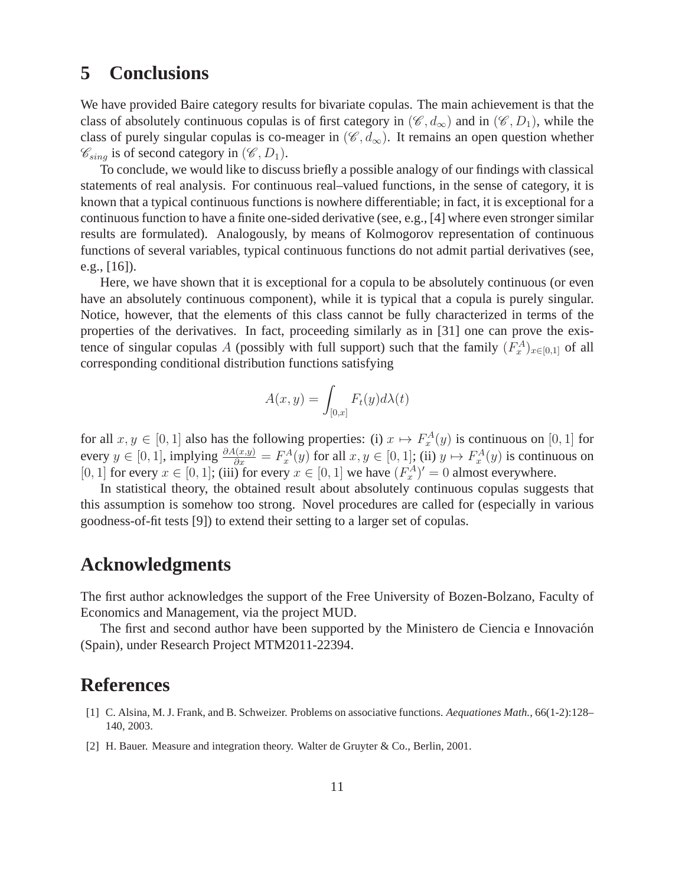## 5 Conclusions

We have provided Baire category results for bivariate copulas. The main achievement is that the class of absolutely continuous copulas is of first category in $(\mathscr{C}, d_\infty)$ and in $(\mathscr{C}, D_1)$, while the class of purely singular copulas is co-meager in $(\mathscr{C}, d_\infty)$. It remains an open question whether $\mathscr{C}_{sing}$ is of second category in $(\mathscr{C}, D_1)$.

To conclude, we would like to discuss briefly a possible analogy of our findings with classical statements of real analysis. For continuous real–valued functions, in the sense of category, it is known that a typical continuous functions is nowhere differentiable; in fact, it is exceptional for a continuous function to have a finite one-sided derivative (see, e.g., [4] where even stronger similar results are formulated). Analogously, by means of Kolmogorov representation of continuous functions of several variables, typical continuous functions do not admit partial derivatives (see, e.g., [16]).

Here, we have shown that it is exceptional for a copula to be absolutely continuous (or even have an absolutely continuous component), while it is typical that a copula is purely singular. Notice, however, that the elements of this class cannot be fully characterized in terms of the properties of the derivatives. In fact, proceeding similarly as in [31] one can prove the existence of singular copulas $A$ (possibly with full support) such that the family $(F_x^A)_{x\in[0,1]}$ of all corresponding conditional distribution functions satisfying

$$A(x,y) = \int_{[0,x]} F_t(y) d\lambda(t)$$

for all $x, y \in [0,1]$ also has the following properties: (i) $x \mapsto F_x^A(y)$ is continuous on $[0,1]$ for every $y \in [0,1]$, implying $\frac{\partial A(x,y)}{\partial x} = F_x^A(y)$ for all $x, y \in [0,1]$; (ii) $y \mapsto F_x^A(y)$ is continuous on $[0,1]$ for every $x \in [0,1]$; (iii) for every $x \in [0,1]$ we have $(F_x^A)' = 0$ almost everywhere.

In statistical theory, the obtained result about absolutely continuous copulas suggests that this assumption is somehow too strong. Novel procedures are called for (especially in various goodness-of-fit tests [9]) to extend their setting to a larger set of copulas.

## Acknowledgments

The first author acknowledges the support of the Free University of Bozen-Bolzano, Faculty of Economics and Management, via the project MUD.

The first and second author have been supported by the Ministero de Ciencia e Innovación (Spain), under Research Project MTM2011-22394.

## References

[1] C. Alsina, M. J. Frank, and B. Schweizer. Problems on associative functions. *Aequationes Math.*, 66(1-2):128–140, 2003.

[2] H. Bauer. Measure and integration theory. Walter de Gruyter & Co., Berlin, 2001.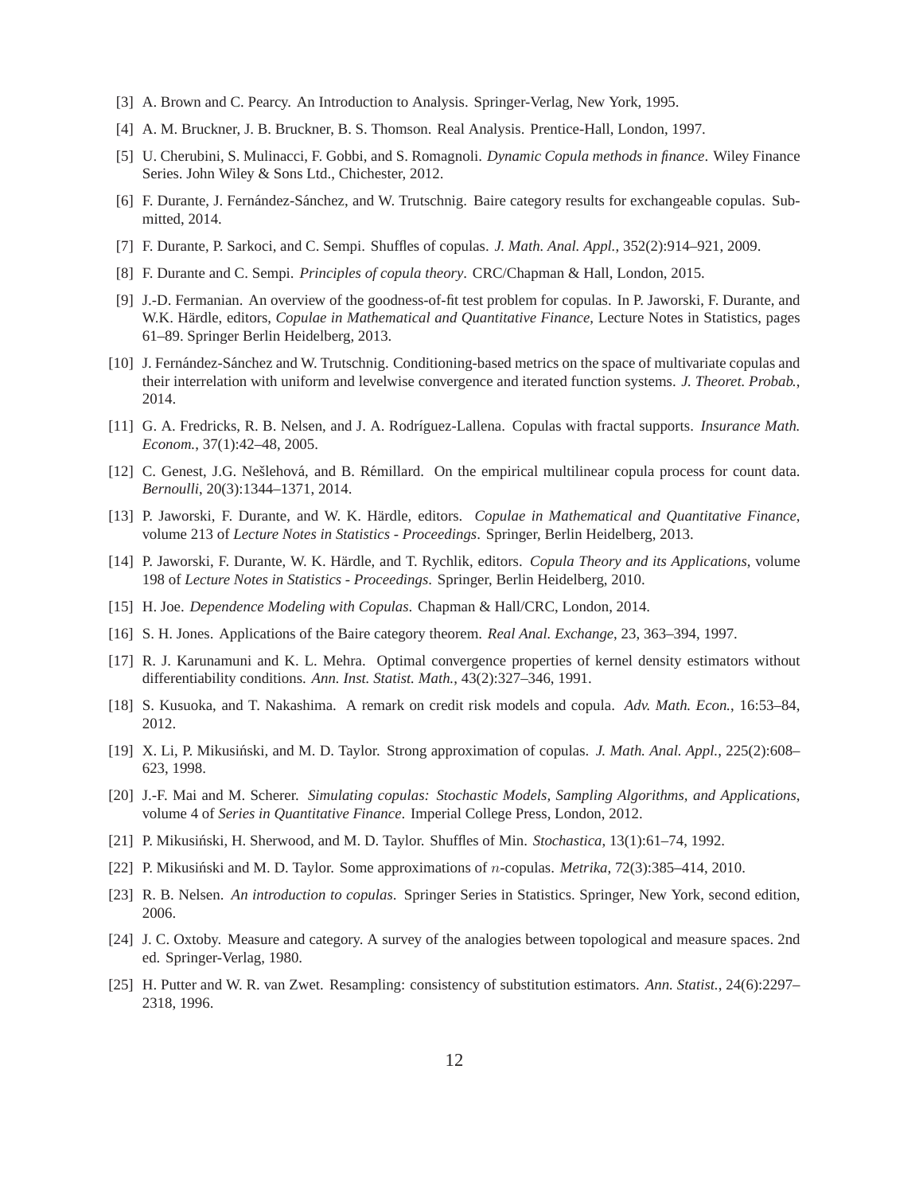[3] A. Brown and C. Pearcy. An Introduction to Analysis. Springer-Verlag, New York, 1995.

[4] A. M. Bruckner, J. B. Bruckner, B. S. Thomson. Real Analysis. Prentice-Hall, London, 1997.

[5] U. Cherubini, S. Mulinacci, F. Gobbi, and S. Romagnoli. *Dynamic Copula methods in finance*. Wiley Finance Series. John Wiley & Sons Ltd., Chichester, 2012.

[6] F. Durante, J. Fernández-Sánchez, and W. Trutschnig. Baire category results for exchangeable copulas. Submitted, 2014.

[7] F. Durante, P. Sarkoci, and C. Sempi. Shuffles of copulas. *J. Math. Anal. Appl.*, 352(2):914–921, 2009.

[8] F. Durante and C. Sempi. *Principles of copula theory*. CRC/Chapman & Hall, London, 2015.

[9] J.-D. Fermanian. An overview of the goodness-of-fit test problem for copulas. In P. Jaworski, F. Durante, and W.K. Härdle, editors, *Copulae in Mathematical and Quantitative Finance*, Lecture Notes in Statistics, pages 61–89. Springer Berlin Heidelberg, 2013.

[10] J. Fernández-Sánchez and W. Trutschnig. Conditioning-based metrics on the space of multivariate copulas and their interrelation with uniform and levelwise convergence and iterated function systems. *J. Theoret. Probab.*, 2014.

[11] G. A. Fredricks, R. B. Nelsen, and J. A. Rodríguez-Lallena. Copulas with fractal supports. *Insurance Math. Econom.*, 37(1):42–48, 2005.

[12] C. Genest, J.G. Nešlehová, and B. Rémillard. On the empirical multilinear copula process for count data. *Bernoulli*, 20(3):1344–1371, 2014.

[13] P. Jaworski, F. Durante, and W. K. Härdle, editors. *Copulae in Mathematical and Quantitative Finance*, volume 213 of *Lecture Notes in Statistics - Proceedings*. Springer, Berlin Heidelberg, 2013.

[14] P. Jaworski, F. Durante, W. K. Härdle, and T. Rychlik, editors. *Copula Theory and its Applications*, volume 198 of *Lecture Notes in Statistics - Proceedings*. Springer, Berlin Heidelberg, 2010.

[15] H. Joe. *Dependence Modeling with Copulas*. Chapman & Hall/CRC, London, 2014.

[16] S. H. Jones. Applications of the Baire category theorem. *Real Anal. Exchange*, 23, 363–394, 1997.

[17] R. J. Karunamuni and K. L. Mehra. Optimal convergence properties of kernel density estimators without differentiability conditions. *Ann. Inst. Statist. Math.*, 43(2):327–346, 1991.

[18] S. Kusuoka, and T. Nakashima. A remark on credit risk models and copula. *Adv. Math. Econ.*, 16:53–84, 2012.

[19] X. Li, P. Mikusiński, and M. D. Taylor. Strong approximation of copulas. *J. Math. Anal. Appl.*, 225(2):608–623, 1998.

[20] J.-F. Mai and M. Scherer. *Simulating copulas: Stochastic Models, Sampling Algorithms, and Applications*, volume 4 of *Series in Quantitative Finance*. Imperial College Press, London, 2012.

[21] P. Mikusiński, H. Sherwood, and M. D. Taylor. Shuffles of Min. *Stochastica*, 13(1):61–74, 1992.

[22] P. Mikusiński and M. D. Taylor. Some approximations of $n$-copulas. *Metrika*, 72(3):385–414, 2010.

[23] R. B. Nelsen. *An introduction to copulas*. Springer Series in Statistics. Springer, New York, second edition, 2006.

[24] J. C. Oxtoby. Measure and category. A survey of the analogies between topological and measure spaces. 2nd ed. Springer-Verlag, 1980.

[25] H. Putter and W. R. van Zwet. Resampling: consistency of substitution estimators. *Ann. Statist.*, 24(6):2297–2318, 1996.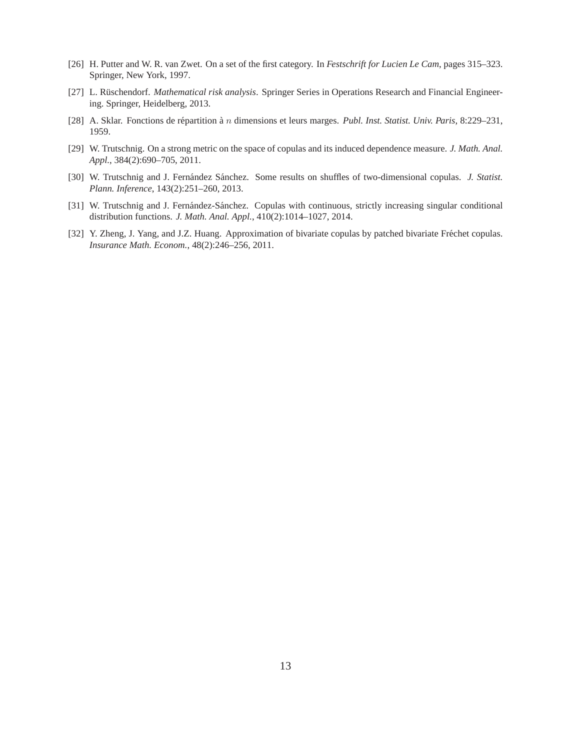[26] H. Putter and W. R. van Zwet. On a set of the first category. In *Festschrift for Lucien Le Cam*, pages 315–323. Springer, New York, 1997.

[27] L. Rüschendorf. *Mathematical risk analysis*. Springer Series in Operations Research and Financial Engineering. Springer, Heidelberg, 2013.

[28] A. Sklar. Fonctions de répartition à $n$ dimensions et leurs marges. *Publ. Inst. Statist. Univ. Paris*, 8:229–231, 1959.

[29] W. Trutschnig. On a strong metric on the space of copulas and its induced dependence measure. *J. Math. Anal. Appl.*, 384(2):690–705, 2011.

[30] W. Trutschnig and J. Fernández Sánchez. Some results on shuffles of two-dimensional copulas. *J. Statist. Plann. Inference*, 143(2):251–260, 2013.

[31] W. Trutschnig and J. Fernández-Sánchez. Copulas with continuous, strictly increasing singular conditional distribution functions. *J. Math. Anal. Appl.*, 410(2):1014–1027, 2014.

[32] Y. Zheng, J. Yang, and J.Z. Huang. Approximation of bivariate copulas by patched bivariate Fréchet copulas. *Insurance Math. Econom.*, 48(2):246–256, 2011.